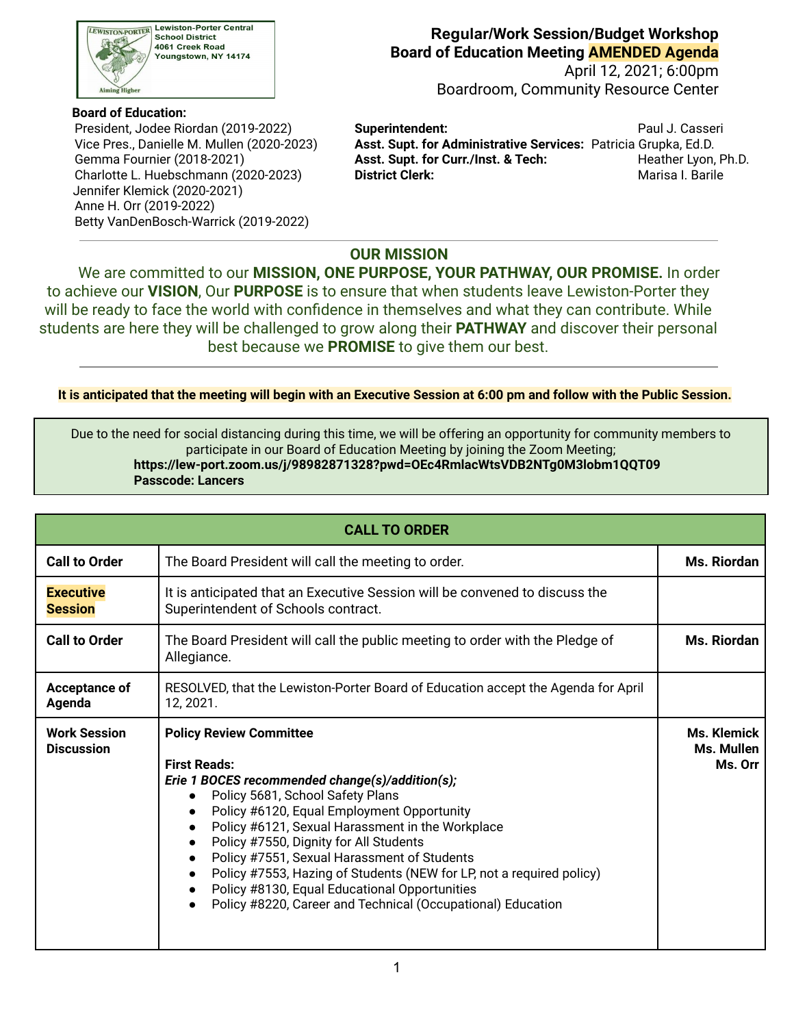Lewiston-Porter Central School District
4061 Creek Road
Youngstown, NY 14174

# Regular/Work Session/Budget Workshop Board of Education Meeting AMENDED Agenda

April 12, 2021; 6:00pm
Boardroom, Community Resource Center

**Board of Education:**
President, Jodee Riordan (2019-2022)
Vice Pres., Danielle M. Mullen (2020-2023)
Gemma Fournier (2018-2021)
Charlotte L. Huebschmann (2020-2023)
Jennifer Klemick (2020-2021)
Anne H. Orr (2019-2022)
Betty VanDenBosch-Warrick (2019-2022)

**Superintendent:** Paul J. Casseri
**Asst. Supt. for Administrative Services:** Patricia Grupka, Ed.D.
**Asst. Supt. for Curr./Inst. & Tech:** Heather Lyon, Ph.D.
**District Clerk:** Marisa I. Barile

## OUR MISSION

We are committed to our **MISSION, ONE PURPOSE, YOUR PATHWAY, OUR PROMISE.** In order to achieve our **VISION**, Our **PURPOSE** is to ensure that when students leave Lewiston-Porter they will be ready to face the world with confidence in themselves and what they can contribute. While students are here they will be challenged to grow along their **PATHWAY** and discover their personal best because we **PROMISE** to give them our best.

**It is anticipated that the meeting will begin with an Executive Session at 6:00 pm and follow with the Public Session.**

Due to the need for social distancing during this time, we will be offering an opportunity for community members to participate in our Board of Education Meeting by joining the Zoom Meeting;
**https://lew-port.zoom.us/j/98982871328?pwd=OEc4RmlacWtsVDB2NTg0M3lobm1QQT09**
**Passcode: Lancers**

| CALL TO ORDER | | |
|---|---|---|
| **Call to Order** | The Board President will call the meeting to order. | **Ms. Riordan** |
| **Executive Session** | It is anticipated that an Executive Session will be convened to discuss the Superintendent of Schools contract. | |
| **Call to Order** | The Board President will call the public meeting to order with the Pledge of Allegiance. | **Ms. Riordan** |
| **Acceptance of Agenda** | RESOLVED, that the Lewiston-Porter Board of Education accept the Agenda for April 12, 2021. | |
| **Work Session Discussion** | **Policy Review Committee**<br><br>**First Reads:**<br>***Erie 1 BOCES recommended change(s)/addition(s);***<br>• Policy 5681, School Safety Plans<br>• Policy #6120, Equal Employment Opportunity<br>• Policy #6121, Sexual Harassment in the Workplace<br>• Policy #7550, Dignity for All Students<br>• Policy #7551, Sexual Harassment of Students<br>• Policy #7553, Hazing of Students (NEW for LP, not a required policy)<br>• Policy #8130, Equal Educational Opportunities<br>• Policy #8220, Career and Technical (Occupational) Education | **Ms. Klemick**<br>**Ms. Mullen**<br>**Ms. Orr** |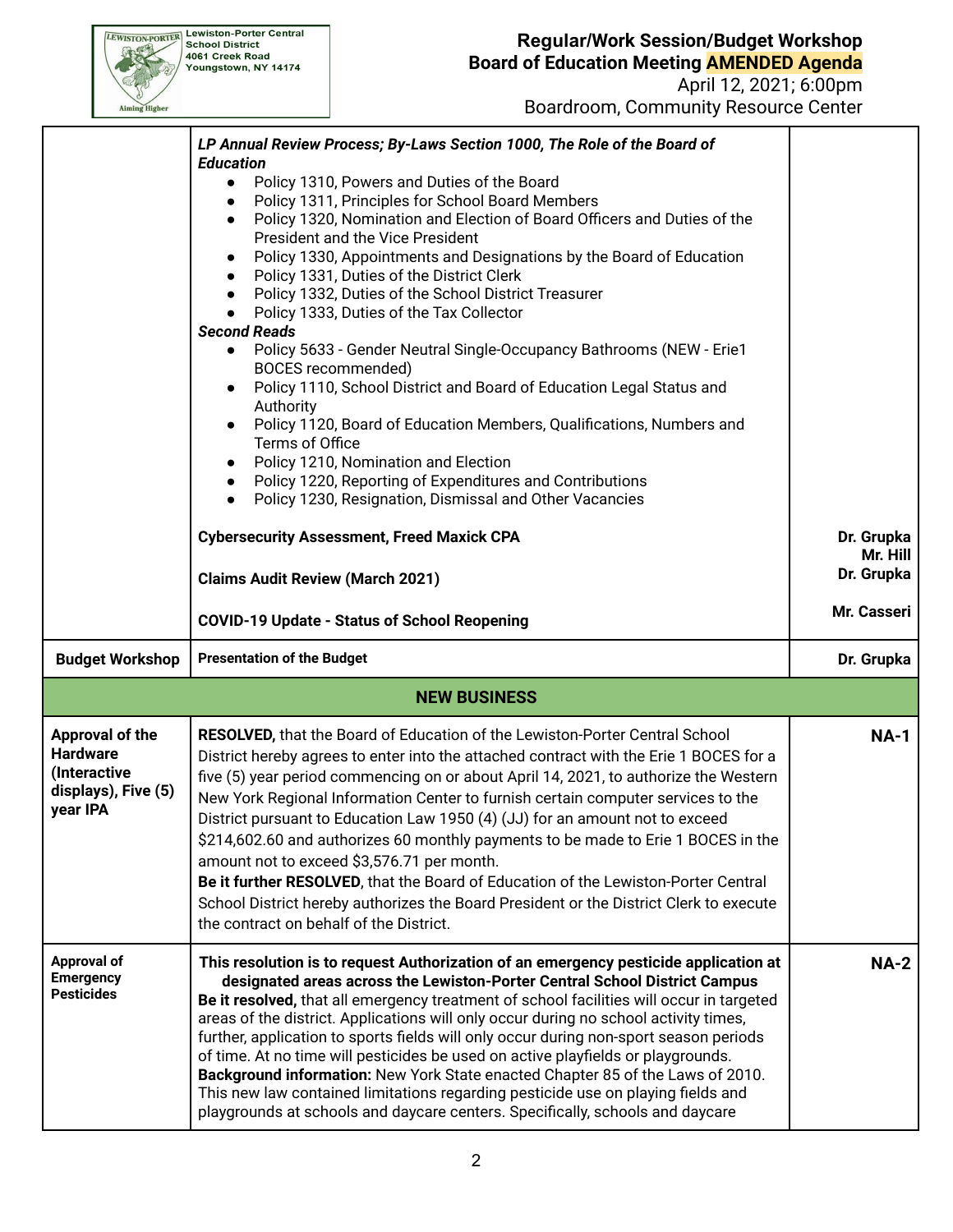| | | |
|---|---|---|
| | ***LP Annual Review Process; By-Laws Section 1000, The Role of the Board of Education***<br>● Policy 1310, Powers and Duties of the Board<br>● Policy 1311, Principles for School Board Members<br>● Policy 1320, Nomination and Election of Board Officers and Duties of the President and the Vice President<br>● Policy 1330, Appointments and Designations by the Board of Education<br>● Policy 1331, Duties of the District Clerk<br>● Policy 1332, Duties of the School District Treasurer<br>● Policy 1333, Duties of the Tax Collector<br>***Second Reads***<br>● Policy 5633 - Gender Neutral Single-Occupancy Bathrooms (NEW - Erie1 BOCES recommended)<br>● Policy 1110, School District and Board of Education Legal Status and Authority<br>● Policy 1120, Board of Education Members, Qualifications, Numbers and Terms of Office<br>● Policy 1210, Nomination and Election<br>● Policy 1220, Reporting of Expenditures and Contributions<br>● Policy 1230, Resignation, Dismissal and Other Vacancies<br><br>**Cybersecurity Assessment, Freed Maxick CPA**<br><br>**Claims Audit Review (March 2021)**<br><br>**COVID-19 Update - Status of School Reopening** | <br><br><br><br><br><br><br><br><br><br><br><br><br><br><br><br>**Dr. Grupka**<br>**Mr. Hill**<br>**Dr. Grupka**<br><br>**Mr. Casseri** |
| **Budget Workshop** | **Presentation of the Budget** | **Dr. Grupka** |
| | **NEW BUSINESS** | |
| **Approval of the Hardware (Interactive displays), Five (5) year IPA** | **RESOLVED,** that the Board of Education of the Lewiston-Porter Central School District hereby agrees to enter into the attached contract with the Erie 1 BOCES for a five (5) year period commencing on or about April 14, 2021, to authorize the Western New York Regional Information Center to furnish certain computer services to the District pursuant to Education Law 1950 (4) (JJ) for an amount not to exceed $214,602.60 and authorizes 60 monthly payments to be made to Erie 1 BOCES in the amount not to exceed $3,576.71 per month.<br>**Be it further RESOLVED**, that the Board of Education of the Lewiston-Porter Central School District hereby authorizes the Board President or the District Clerk to execute the contract on behalf of the District. | **NA-1** |
| **Approval of Emergency Pesticides** | **This resolution is to request Authorization of an emergency pesticide application at designated areas across the Lewiston-Porter Central School District Campus**<br>**Be it resolved,** that all emergency treatment of school facilities will occur in targeted areas of the district. Applications will only occur during no school activity times, further, application to sports fields will only occur during non-sport season periods of time. At no time will pesticides be used on active playfields or playgrounds.<br>**Background information:** New York State enacted Chapter 85 of the Laws of 2010. This new law contained limitations regarding pesticide use on playing fields and playgrounds at schools and daycare centers. Specifically, schools and daycare | **NA-2** |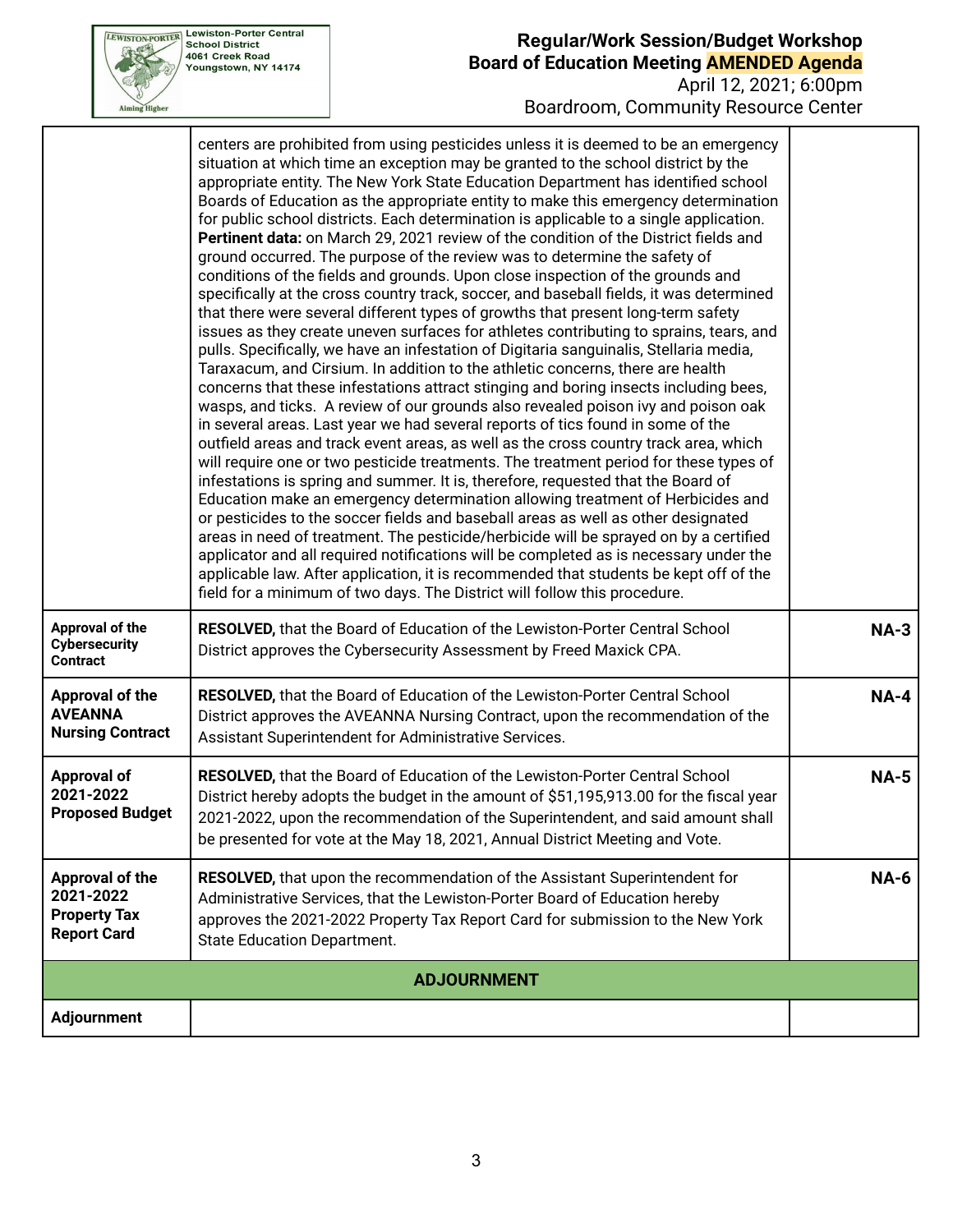| | | |
|---|---|---|
| | centers are prohibited from using pesticides unless it is deemed to be an emergency situation at which time an exception may be granted to the school district by the appropriate entity. The New York State Education Department has identified school Boards of Education as the appropriate entity to make this emergency determination for public school districts. Each determination is applicable to a single application. **Pertinent data:** on March 29, 2021 review of the condition of the District fields and ground occurred. The purpose of the review was to determine the safety of conditions of the fields and grounds. Upon close inspection of the grounds and specifically at the cross country track, soccer, and baseball fields, it was determined that there were several different types of growths that present long-term safety issues as they create uneven surfaces for athletes contributing to sprains, tears, and pulls. Specifically, we have an infestation of Digitaria sanguinalis, Stellaria media, Taraxacum, and Cirsium. In addition to the athletic concerns, there are health concerns that these infestations attract stinging and boring insects including bees, wasps, and ticks. A review of our grounds also revealed poison ivy and poison oak in several areas. Last year we had several reports of tics found in some of the outfield areas and track event areas, as well as the cross country track area, which will require one or two pesticide treatments. The treatment period for these types of infestations is spring and summer. It is, therefore, requested that the Board of Education make an emergency determination allowing treatment of Herbicides and or pesticides to the soccer fields and baseball areas as well as other designated areas in need of treatment. The pesticide/herbicide will be sprayed on by a certified applicator and all required notifications will be completed as is necessary under the applicable law. After application, it is recommended that students be kept off of the field for a minimum of two days. The District will follow this procedure. | |
| **Approval of the Cybersecurity Contract** | **RESOLVED,** that the Board of Education of the Lewiston-Porter Central School District approves the Cybersecurity Assessment by Freed Maxick CPA. | **NA-3** |
| **Approval of the AVEANNA Nursing Contract** | **RESOLVED,** that the Board of Education of the Lewiston-Porter Central School District approves the AVEANNA Nursing Contract, upon the recommendation of the Assistant Superintendent for Administrative Services. | **NA-4** |
| **Approval of 2021-2022 Proposed Budget** | **RESOLVED,** that the Board of Education of the Lewiston-Porter Central School District hereby adopts the budget in the amount of $51,195,913.00 for the fiscal year 2021-2022, upon the recommendation of the Superintendent, and said amount shall be presented for vote at the May 18, 2021, Annual District Meeting and Vote. | **NA-5** |
| **Approval of the 2021-2022 Property Tax Report Card** | **RESOLVED,** that upon the recommendation of the Assistant Superintendent for Administrative Services, that the Lewiston-Porter Board of Education hereby approves the 2021-2022 Property Tax Report Card for submission to the New York State Education Department. | **NA-6** |
| **ADJOURNMENT** | | |
| **Adjournment** | | |